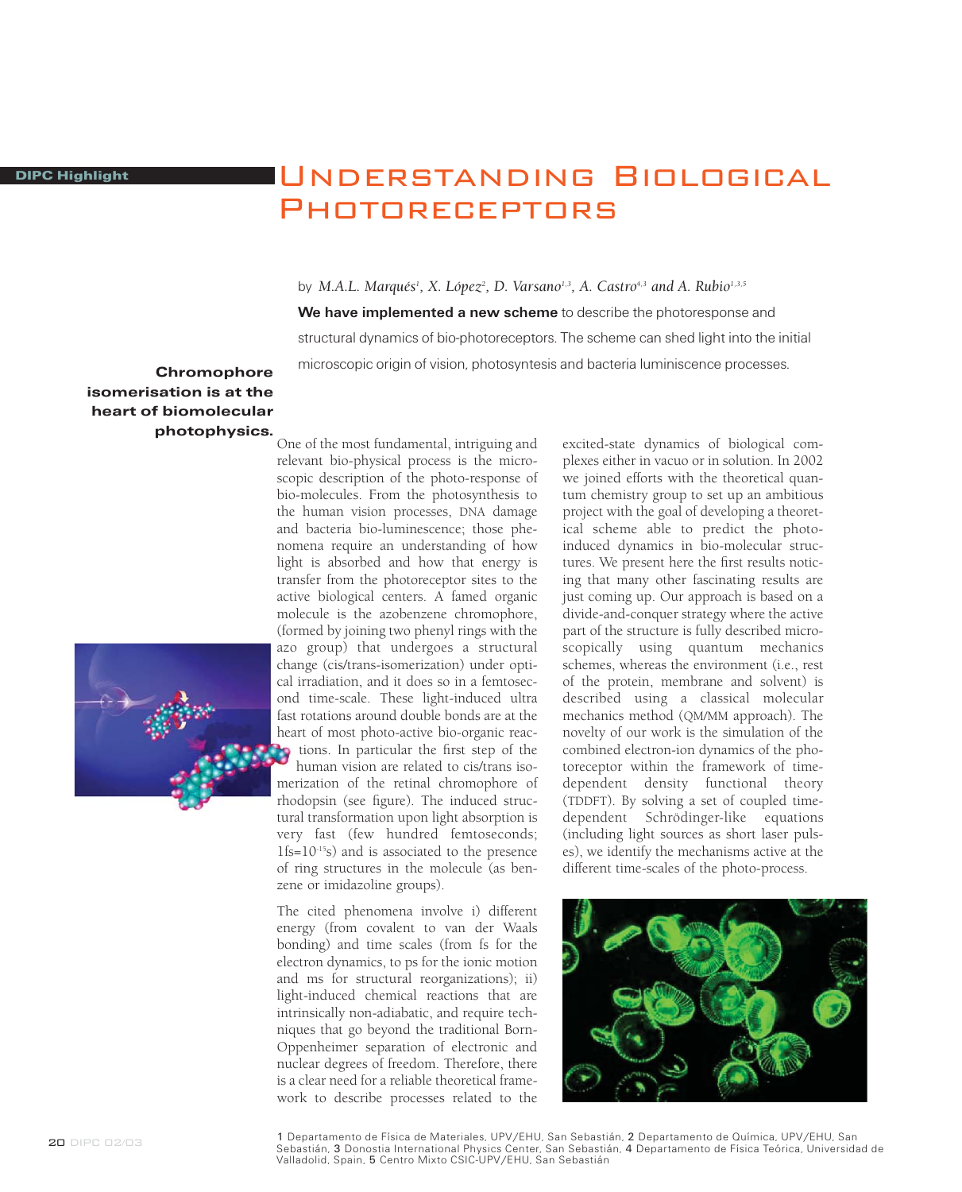DIPC Highlight

# Understanding Biological Photoreceptors

by *M.A.L. Marqués[1], X. López[2], D. Varsano[1,3], A. Castro[4,3] and A. Rubio[1,3,5]*

**We have implemented a new scheme** to describe the photoresponse and structural dynamics of bio-photoreceptors. The scheme can shed light into the initial microscopic origin of vision, photosyntesis and bacteria luminiscence processes.

**Chromophore isomerisation is at the heart of biomolecular photophysics.**

One of the most fundamental, intriguing and relevant bio-physical process is the microscopic description of the photo-response of bio-molecules. From the photosynthesis to the human vision processes, DNA damage and bacteria bio-luminescence; those phenomena require an understanding of how light is absorbed and how that energy is transfer from the photoreceptor sites to the active biological centers. A famed organic molecule is the azobenzene chromophore, (formed by joining two phenyl rings with the azo group) that undergoes a structural change (cis/trans-isomerization) under optical irradiation, and it does so in a femtosecond time-scale. These light-induced ultra fast rotations around double bonds are at the heart of most photo-active bio-organic reactions. In particular the first step of the human vision are related to cis/trans isomerization of the retinal chromophore of rhodopsin (see figure). The induced structural transformation upon light absorption is very fast (few hundred femtoseconds; 1fs=$10^{-15}$s) and is associated to the presence of ring structures in the molecule (as benzene or imidazoline groups).

The cited phenomena involve i) different energy (from covalent to van der Waals bonding) and time scales (from fs for the electron dynamics, to ps for the ionic motion and ms for structural reorganizations); ii) light-induced chemical reactions that are intrinsically non-adiabatic, and require techniques that go beyond the traditional Born-Oppenheimer separation of electronic and nuclear degrees of freedom. Therefore, there is a clear need for a reliable theoretical framework to describe processes related to the excited-state dynamics of biological complexes either in vacuo or in solution. In 2002 we joined efforts with the theoretical quantum chemistry group to set up an ambitious project with the goal of developing a theoretical scheme able to predict the photo-induced dynamics in bio-molecular structures. We present here the first results noticing that many other fascinating results are just coming up. Our approach is based on a divide-and-conquer strategy where the active part of the structure is fully described microscopically using quantum mechanics schemes, whereas the environment (i.e., rest of the protein, membrane and solvent) is described using a classical molecular mechanics method (QM/MM approach). The novelty of our work is the simulation of the combined electron-ion dynamics of the photoreceptor within the framework of time-dependent density functional theory (TDDFT). By solving a set of coupled time-dependent Schrödinger-like equations (including light sources as short laser pulses), we identify the mechanisms active at the different time-scales of the photo-process.

1 Departamento de Física de Materiales, UPV/EHU, San Sebastián, 2 Departamento de Química, UPV/EHU, San Sebastián, 3 Donostia International Physics Center, San Sebastián, 4 Departamento de Física Teórica, Universidad de Valladolid, Spain, 5 Centro Mixto CSIC-UPV/EHU, San Sebastián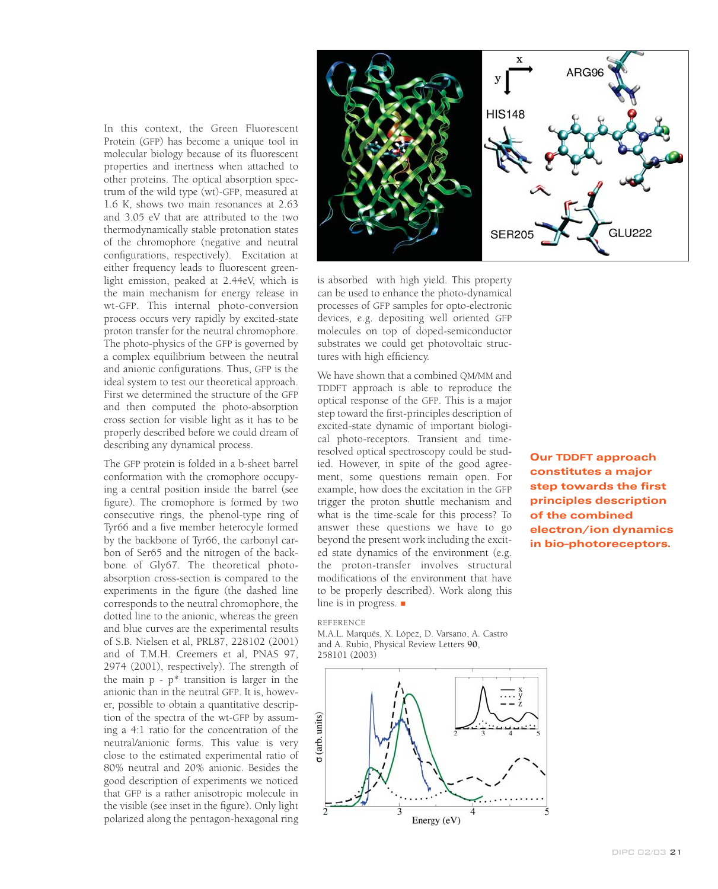In this context, the Green Fluorescent Protein (GFP) has become a unique tool in molecular biology because of its fluorescent properties and inertness when attached to other proteins. The optical absorption spectrum of the wild type (wt)-GFP, measured at 1.6 K, shows two main resonances at 2.63 and 3.05 eV that are attributed to the two thermodynamically stable protonation states of the chromophore (negative and neutral configurations, respectively). Excitation at either frequency leads to fluorescent green-light emission, peaked at 2.44eV, which is the main mechanism for energy release in wt-GFP. This internal photo-conversion process occurs very rapidly by excited-state proton transfer for the neutral chromophore. The photo-physics of the GFP is governed by a complex equilibrium between the neutral and anionic configurations. Thus, GFP is the ideal system to test our theoretical approach. First we determined the structure of the GFP and then computed the photo-absorption cross section for visible light as it has to be properly described before we could dream of describing any dynamical process.

The GFP protein is folded in a b-sheet barrel conformation with the cromophore occupying a central position inside the barrel (see figure). The cromophore is formed by two consecutive rings, the phenol-type ring of Tyr66 and a five member heterocyle formed by the backbone of Tyr66, the carbonyl carbon of Ser65 and the nitrogen of the backbone of Gly67. The theoretical photo-absorption cross-section is compared to the experiments in the figure (the dashed line corresponds to the neutral chromophore, the dotted line to the anionic, whereas the green and blue curves are the experimental results of S.B. Nielsen et al, PRL87, 228102 (2001) and of T.M.H. Creemers et al, PNAS 97, 2974 (2001), respectively). The strength of the main p - p* transition is larger in the anionic than in the neutral GFP. It is, however, possible to obtain a quantitative description of the spectra of the wt-GFP by assuming a 4:1 ratio for the concentration of the neutral/anionic forms. This value is very close to the estimated experimental ratio of 80% neutral and 20% anionic. Besides the good description of experiments we noticed that GFP is a rather anisotropic molecule in the visible (see inset in the figure). Only light polarized along the pentagon-hexagonal ring is absorbed with high yield. This property can be used to enhance the photo-dynamical processes of GFP samples for opto-electronic devices, e.g. depositing well oriented GFP molecules on top of doped-semiconductor substrates we could get photovoltaic structures with high efficiency.

x
y
HIS148
ARG96
SER205
GLU222

We have shown that a combined QM/MM and TDDFT approach is able to reproduce the optical response of the GFP. This is a major step toward the first-principles description of excited-state dynamic of important biological photo-receptors. Transient and time-resolved optical spectroscopy could be studied. However, in spite of the good agreement, some questions remain open. For example, how does the excitation in the GFP trigger the proton shuttle mechanism and what is the time-scale for this process? To answer these questions we have to go beyond the present work including the excited state dynamics of the environment (e.g. the proton-transfer involves structural modifications of the environment that have to be properly described). Work along this line is in progress. ■

**Our TDDFT approach constitutes a major step towards the first principles description of the combined electron/ion dynamics in bio-photoreceptors.**

REFERENCE
M.A.L. Marqués, X. López, D. Varsano, A. Castro and A. Rubio, Physical Review Letters **90**, 258101 (2003)

σ (arb. units)
Energy (eV)
2
3
4
5
x
y
z